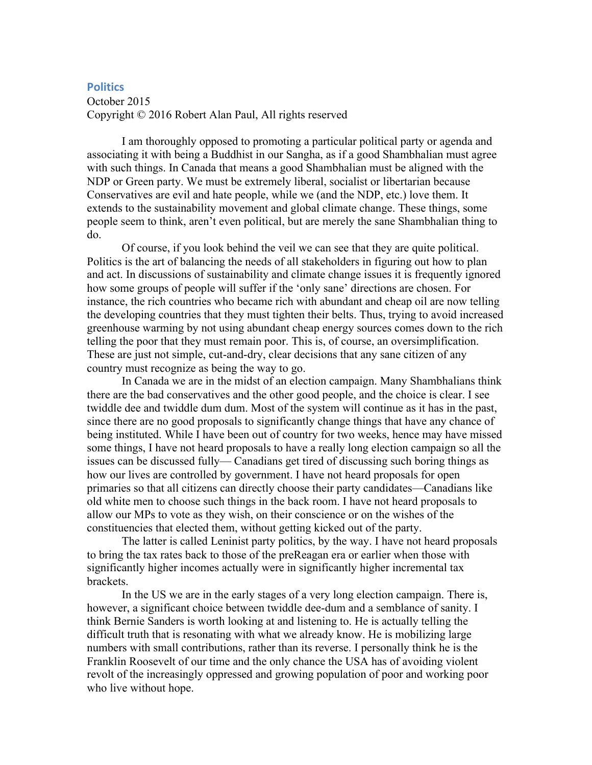## Politics

October 2015
Copyright © 2016 Robert Alan Paul, All rights reserved

I am thoroughly opposed to promoting a particular political party or agenda and associating it with being a Buddhist in our Sangha, as if a good Shambhalian must agree with such things. In Canada that means a good Shambhalian must be aligned with the NDP or Green party. We must be extremely liberal, socialist or libertarian because Conservatives are evil and hate people, while we (and the NDP, etc.) love them. It extends to the sustainability movement and global climate change. These things, some people seem to think, aren't even political, but are merely the sane Shambhalian thing to do.

Of course, if you look behind the veil we can see that they are quite political. Politics is the art of balancing the needs of all stakeholders in figuring out how to plan and act. In discussions of sustainability and climate change issues it is frequently ignored how some groups of people will suffer if the 'only sane' directions are chosen. For instance, the rich countries who became rich with abundant and cheap oil are now telling the developing countries that they must tighten their belts. Thus, trying to avoid increased greenhouse warming by not using abundant cheap energy sources comes down to the rich telling the poor that they must remain poor. This is, of course, an oversimplification. These are just not simple, cut-and-dry, clear decisions that any sane citizen of any country must recognize as being the way to go.

In Canada we are in the midst of an election campaign. Many Shambhalians think there are the bad conservatives and the other good people, and the choice is clear. I see twiddle dee and twiddle dum dum. Most of the system will continue as it has in the past, since there are no good proposals to significantly change things that have any chance of being instituted. While I have been out of country for two weeks, hence may have missed some things, I have not heard proposals to have a really long election campaign so all the issues can be discussed fully— Canadians get tired of discussing such boring things as how our lives are controlled by government. I have not heard proposals for open primaries so that all citizens can directly choose their party candidates—Canadians like old white men to choose such things in the back room. I have not heard proposals to allow our MPs to vote as they wish, on their conscience or on the wishes of the constituencies that elected them, without getting kicked out of the party.

The latter is called Leninist party politics, by the way. I have not heard proposals to bring the tax rates back to those of the preReagan era or earlier when those with significantly higher incomes actually were in significantly higher incremental tax brackets.

In the US we are in the early stages of a very long election campaign. There is, however, a significant choice between twiddle dee-dum and a semblance of sanity. I think Bernie Sanders is worth looking at and listening to. He is actually telling the difficult truth that is resonating with what we already know. He is mobilizing large numbers with small contributions, rather than its reverse. I personally think he is the Franklin Roosevelt of our time and the only chance the USA has of avoiding violent revolt of the increasingly oppressed and growing population of poor and working poor who live without hope.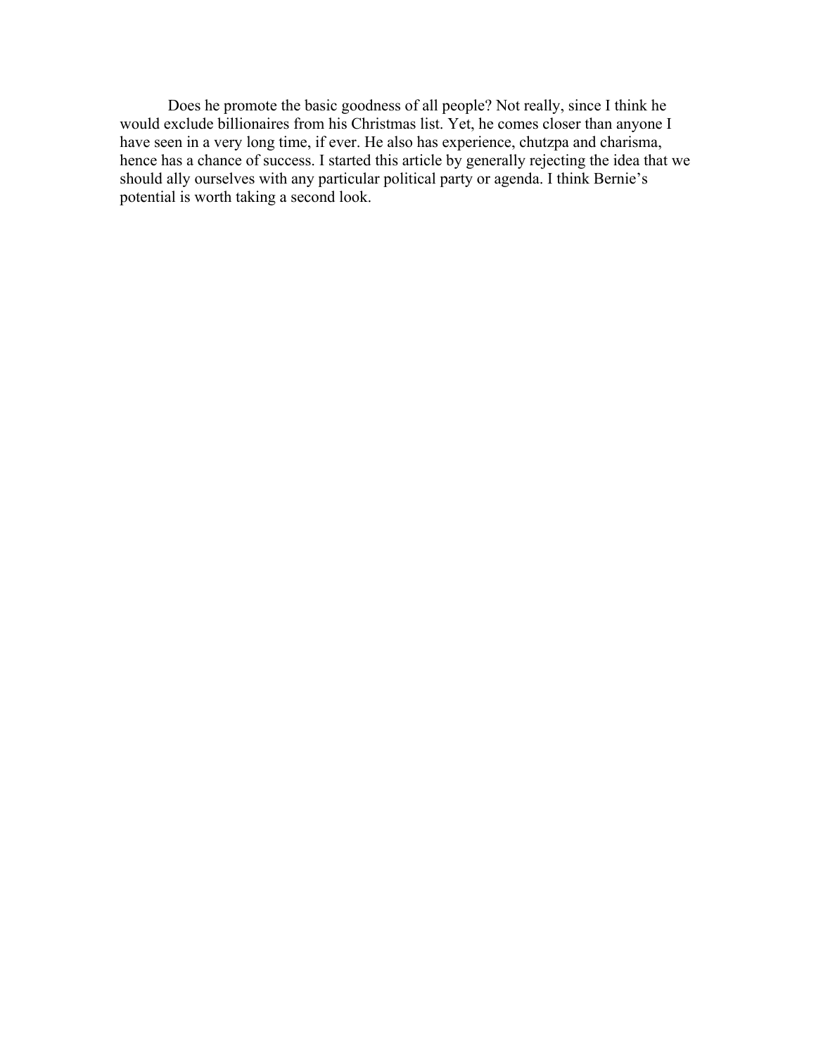Does he promote the basic goodness of all people? Not really, since I think he would exclude billionaires from his Christmas list. Yet, he comes closer than anyone I have seen in a very long time, if ever. He also has experience, chutzpa and charisma, hence has a chance of success. I started this article by generally rejecting the idea that we should ally ourselves with any particular political party or agenda. I think Bernie's potential is worth taking a second look.